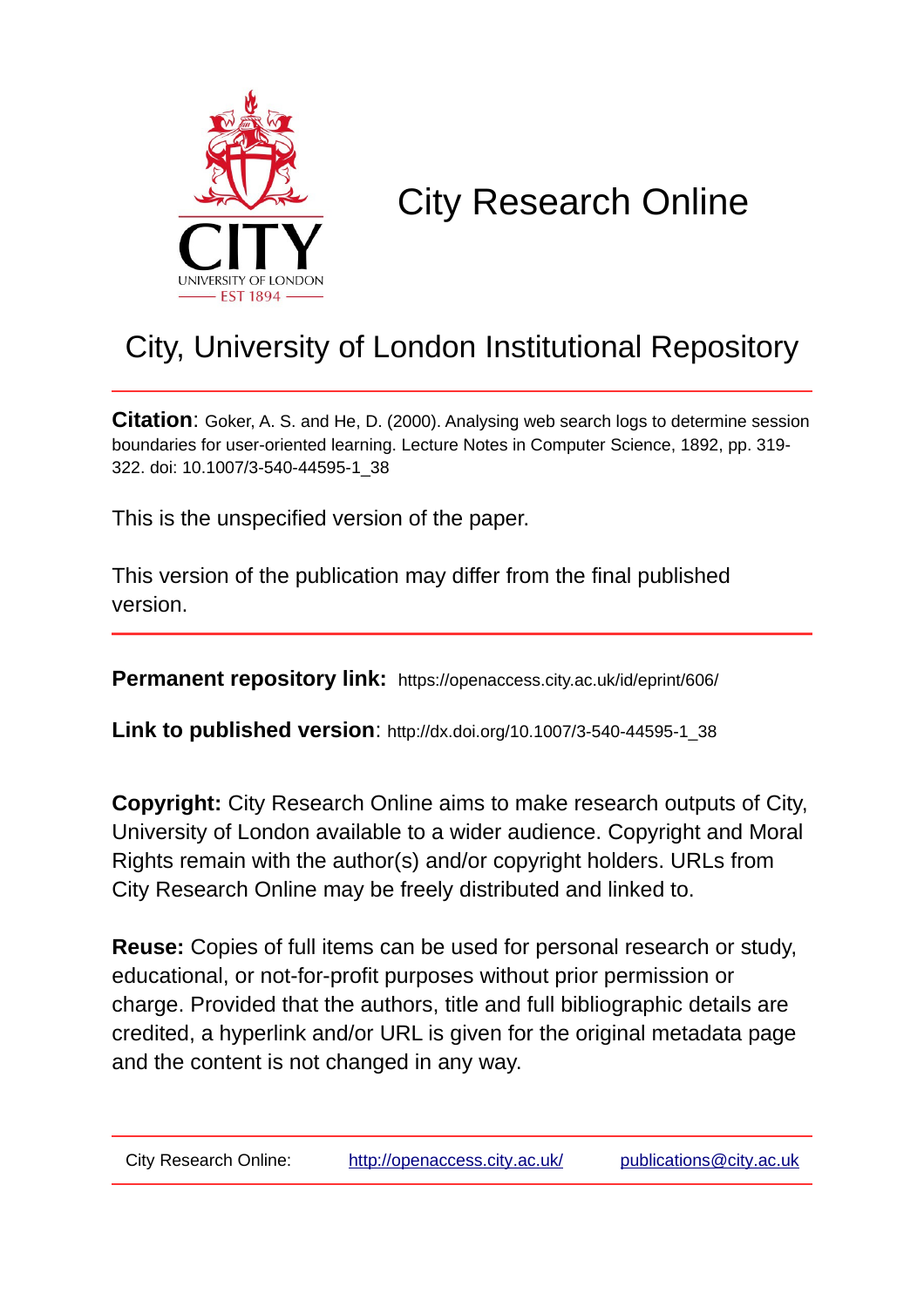# City Research Online

## City, University of London Institutional Repository

**Citation**: Goker, A. S. and He, D. (2000). Analysing web search logs to determine session boundaries for user-oriented learning. Lecture Notes in Computer Science, 1892, pp. 319-322. doi: 10.1007/3-540-44595-1_38

This is the unspecified version of the paper.

This version of the publication may differ from the final published version.

**Permanent repository link:** https://openaccess.city.ac.uk/id/eprint/606/

**Link to published version**: http://dx.doi.org/10.1007/3-540-44595-1_38

**Copyright:** City Research Online aims to make research outputs of City, University of London available to a wider audience. Copyright and Moral Rights remain with the author(s) and/or copyright holders. URLs from City Research Online may be freely distributed and linked to.

**Reuse:** Copies of full items can be used for personal research or study, educational, or not-for-profit purposes without prior permission or charge. Provided that the authors, title and full bibliographic details are credited, a hyperlink and/or URL is given for the original metadata page and the content is not changed in any way.

City Research Online: http://openaccess.city.ac.uk/ publications@city.ac.uk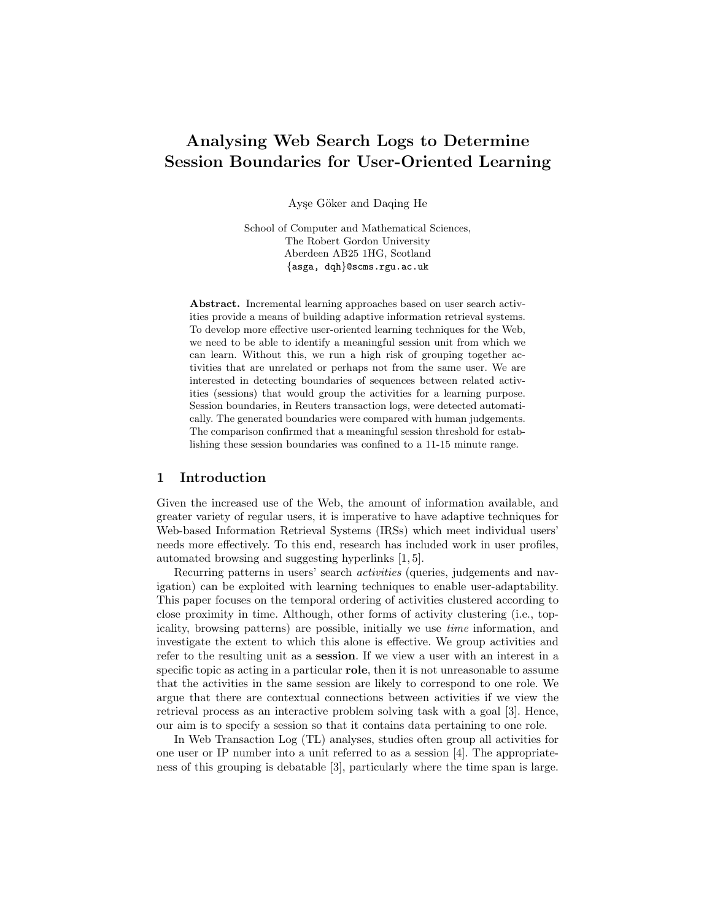# Analysing Web Search Logs to Determine Session Boundaries for User-Oriented Learning

Ayşe Göker and Daqing He

School of Computer and Mathematical Sciences,
The Robert Gordon University
Aberdeen AB25 1HG, Scotland
{asga, dqh}@scms.rgu.ac.uk

**Abstract.** Incremental learning approaches based on user search activities provide a means of building adaptive information retrieval systems. To develop more effective user-oriented learning techniques for the Web, we need to be able to identify a meaningful session unit from which we can learn. Without this, we run a high risk of grouping together activities that are unrelated or perhaps not from the same user. We are interested in detecting boundaries of sequences between related activities (sessions) that would group the activities for a learning purpose. Session boundaries, in Reuters transaction logs, were detected automatically. The generated boundaries were compared with human judgements. The comparison confirmed that a meaningful session threshold for establishing these session boundaries was confined to a 11-15 minute range.

## 1 Introduction

Given the increased use of the Web, the amount of information available, and greater variety of regular users, it is imperative to have adaptive techniques for Web-based Information Retrieval Systems (IRSs) which meet individual users' needs more effectively. To this end, research has included work in user profiles, automated browsing and suggesting hyperlinks [1, 5].

Recurring patterns in users' search *activities* (queries, judgements and navigation) can be exploited with learning techniques to enable user-adaptability. This paper focuses on the temporal ordering of activities clustered according to close proximity in time. Although, other forms of activity clustering (i.e., topicality, browsing patterns) are possible, initially we use *time* information, and investigate the extent to which this alone is effective. We group activities and refer to the resulting unit as a **session**. If we view a user with an interest in a specific topic as acting in a particular **role**, then it is not unreasonable to assume that the activities in the same session are likely to correspond to one role. We argue that there are contextual connections between activities if we view the retrieval process as an interactive problem solving task with a goal [3]. Hence, our aim is to specify a session so that it contains data pertaining to one role.

In Web Transaction Log (TL) analyses, studies often group all activities for one user or IP number into a unit referred to as a session [4]. The appropriateness of this grouping is debatable [3], particularly where the time span is large.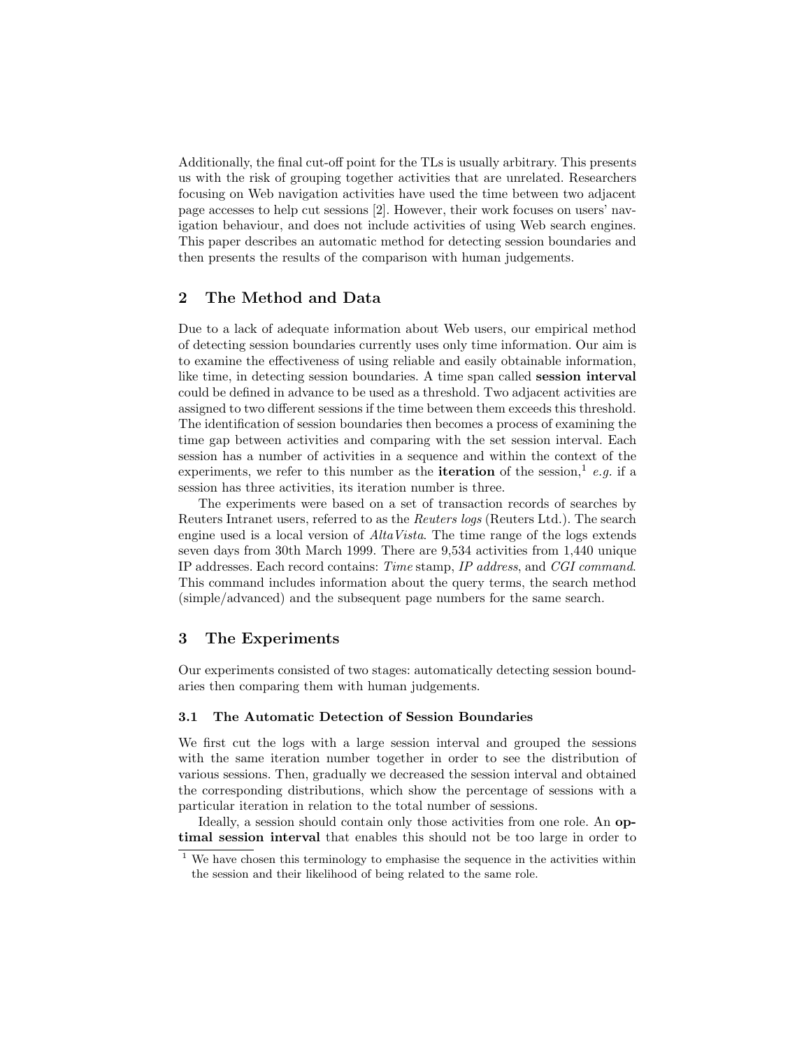Additionally, the final cut-off point for the TLs is usually arbitrary. This presents us with the risk of grouping together activities that are unrelated. Researchers focusing on Web navigation activities have used the time between two adjacent page accesses to help cut sessions [2]. However, their work focuses on users' navigation behaviour, and does not include activities of using Web search engines. This paper describes an automatic method for detecting session boundaries and then presents the results of the comparison with human judgements.

## 2 The Method and Data

Due to a lack of adequate information about Web users, our empirical method of detecting session boundaries currently uses only time information. Our aim is to examine the effectiveness of using reliable and easily obtainable information, like time, in detecting session boundaries. A time span called **session interval** could be defined in advance to be used as a threshold. Two adjacent activities are assigned to two different sessions if the time between them exceeds this threshold. The identification of session boundaries then becomes a process of examining the time gap between activities and comparing with the set session interval. Each session has a number of activities in a sequence and within the context of the experiments, we refer to this number as the **iteration** of the session,[1] *e.g.* if a session has three activities, its iteration number is three.

The experiments were based on a set of transaction records of searches by Reuters Intranet users, referred to as the *Reuters logs* (Reuters Ltd.). The search engine used is a local version of *AltaVista*. The time range of the logs extends seven days from 30th March 1999. There are 9,534 activities from 1,440 unique IP addresses. Each record contains: *Time* stamp, *IP address*, and *CGI command*. This command includes information about the query terms, the search method (simple/advanced) and the subsequent page numbers for the same search.

## 3 The Experiments

Our experiments consisted of two stages: automatically detecting session boundaries then comparing them with human judgements.

### 3.1 The Automatic Detection of Session Boundaries

We first cut the logs with a large session interval and grouped the sessions with the same iteration number together in order to see the distribution of various sessions. Then, gradually we decreased the session interval and obtained the corresponding distributions, which show the percentage of sessions with a particular iteration in relation to the total number of sessions.

Ideally, a session should contain only those activities from one role. An **optimal session interval** that enables this should not be too large in order to

[1] We have chosen this terminology to emphasise the sequence in the activities within the session and their likelihood of being related to the same role.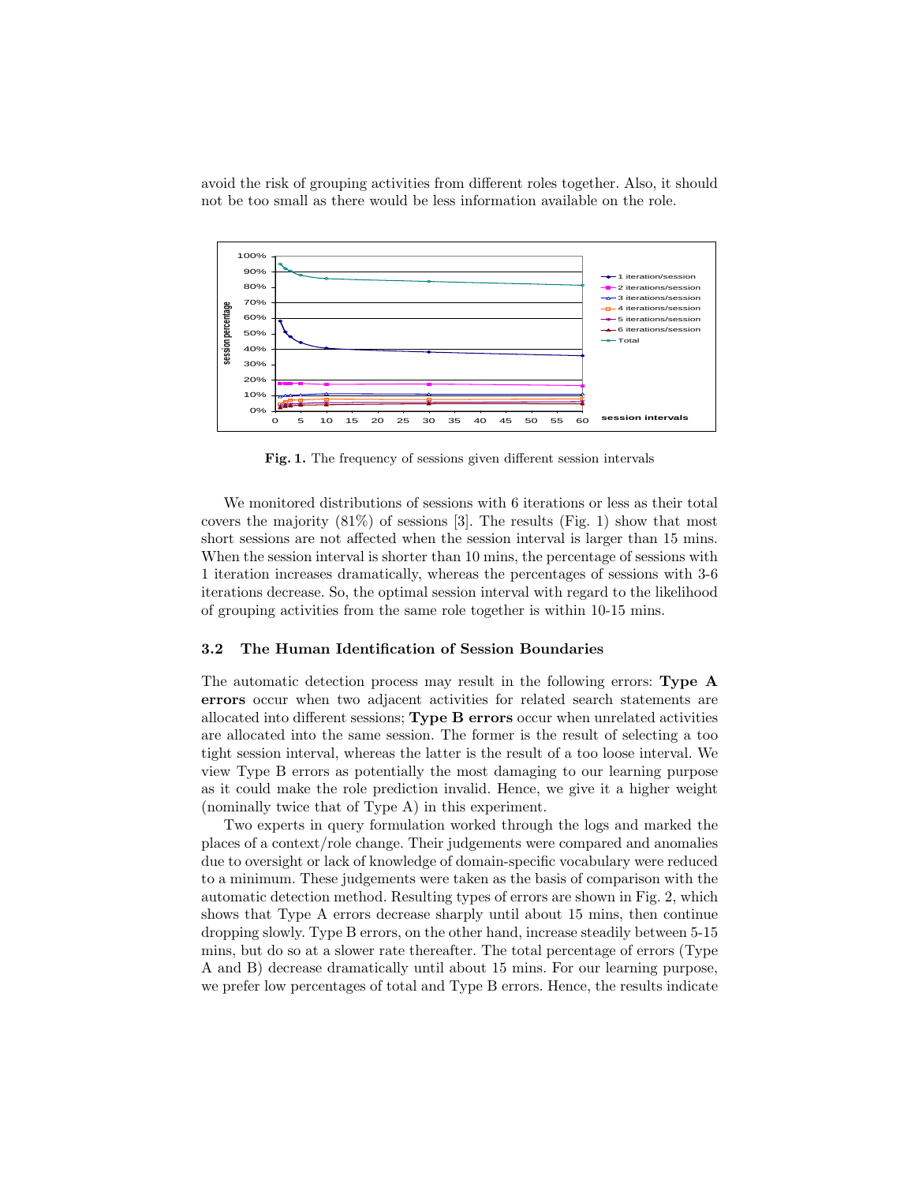avoid the risk of grouping activities from different roles together. Also, it should not be too small as there would be less information available on the role.

**Fig. 1.** The frequency of sessions given different session intervals

We monitored distributions of sessions with 6 iterations or less as their total covers the majority (81%) of sessions [3]. The results (Fig. 1) show that most short sessions are not affected when the session interval is larger than 15 mins. When the session interval is shorter than 10 mins, the percentage of sessions with 1 iteration increases dramatically, whereas the percentages of sessions with 3-6 iterations decrease. So, the optimal session interval with regard to the likelihood of grouping activities from the same role together is within 10-15 mins.

### 3.2 The Human Identification of Session Boundaries

The automatic detection process may result in the following errors: **Type A errors** occur when two adjacent activities for related search statements are allocated into different sessions; **Type B errors** occur when unrelated activities are allocated into the same session. The former is the result of selecting a too tight session interval, whereas the latter is the result of a too loose interval. We view Type B errors as potentially the most damaging to our learning purpose as it could make the role prediction invalid. Hence, we give it a higher weight (nominally twice that of Type A) in this experiment.

Two experts in query formulation worked through the logs and marked the places of a context/role change. Their judgements were compared and anomalies due to oversight or lack of knowledge of domain-specific vocabulary were reduced to a minimum. These judgements were taken as the basis of comparison with the automatic detection method. Resulting types of errors are shown in Fig. 2, which shows that Type A errors decrease sharply until about 15 mins, then continue dropping slowly. Type B errors, on the other hand, increase steadily between 5-15 mins, but do so at a slower rate thereafter. The total percentage of errors (Type A and B) decrease dramatically until about 15 mins. For our learning purpose, we prefer low percentages of total and Type B errors. Hence, the results indicate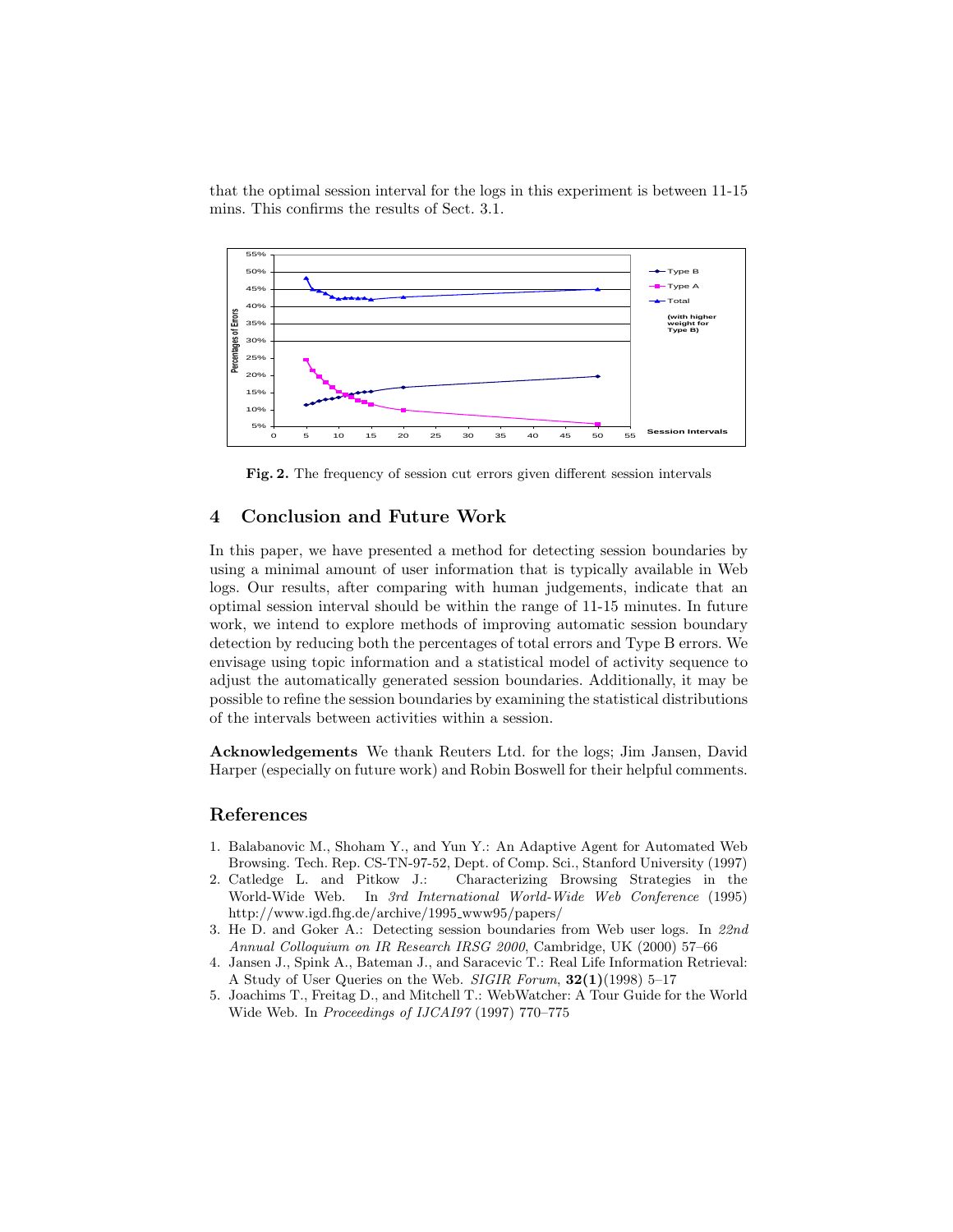that the optimal session interval for the logs in this experiment is between 11-15 mins. This confirms the results of Sect. 3.1.

55%
50%
45%
40%
35%
30%
25%
20%
15%
10%
5%

Percentages of Errors

0 5 10 15 20 25 30 35 40 45 50 55

Session Intervals

Type B
Type A
Total
(with higher weight for Type B)

**Fig. 2.** The frequency of session cut errors given different session intervals

## 4 Conclusion and Future Work

In this paper, we have presented a method for detecting session boundaries by using a minimal amount of user information that is typically available in Web logs. Our results, after comparing with human judgements, indicate that an optimal session interval should be within the range of 11-15 minutes. In future work, we intend to explore methods of improving automatic session boundary detection by reducing both the percentages of total errors and Type B errors. We envisage using topic information and a statistical model of activity sequence to adjust the automatically generated session boundaries. Additionally, it may be possible to refine the session boundaries by examining the statistical distributions of the intervals between activities within a session.

**Acknowledgements** We thank Reuters Ltd. for the logs; Jim Jansen, David Harper (especially on future work) and Robin Boswell for their helpful comments.

## References

1. Balabanovic M., Shoham Y., and Yun Y.: An Adaptive Agent for Automated Web Browsing. Tech. Rep. CS-TN-97-52, Dept. of Comp. Sci., Stanford University (1997)
2. Catledge L. and Pitkow J.: Characterizing Browsing Strategies in the World-Wide Web. In *3rd International World-Wide Web Conference* (1995) http://www.igd.fhg.de/archive/1995_www95/papers/
3. He D. and Goker A.: Detecting session boundaries from Web user logs. In *22nd Annual Colloquium on IR Research IRSG 2000*, Cambridge, UK (2000) 57–66
4. Jansen J., Spink A., Bateman J., and Saracevic T.: Real Life Information Retrieval: A Study of User Queries on the Web. *SIGIR Forum*, **32(1)**(1998) 5–17
5. Joachims T., Freitag D., and Mitchell T.: WebWatcher: A Tour Guide for the World Wide Web. In *Proceedings of IJCAI97* (1997) 770–775